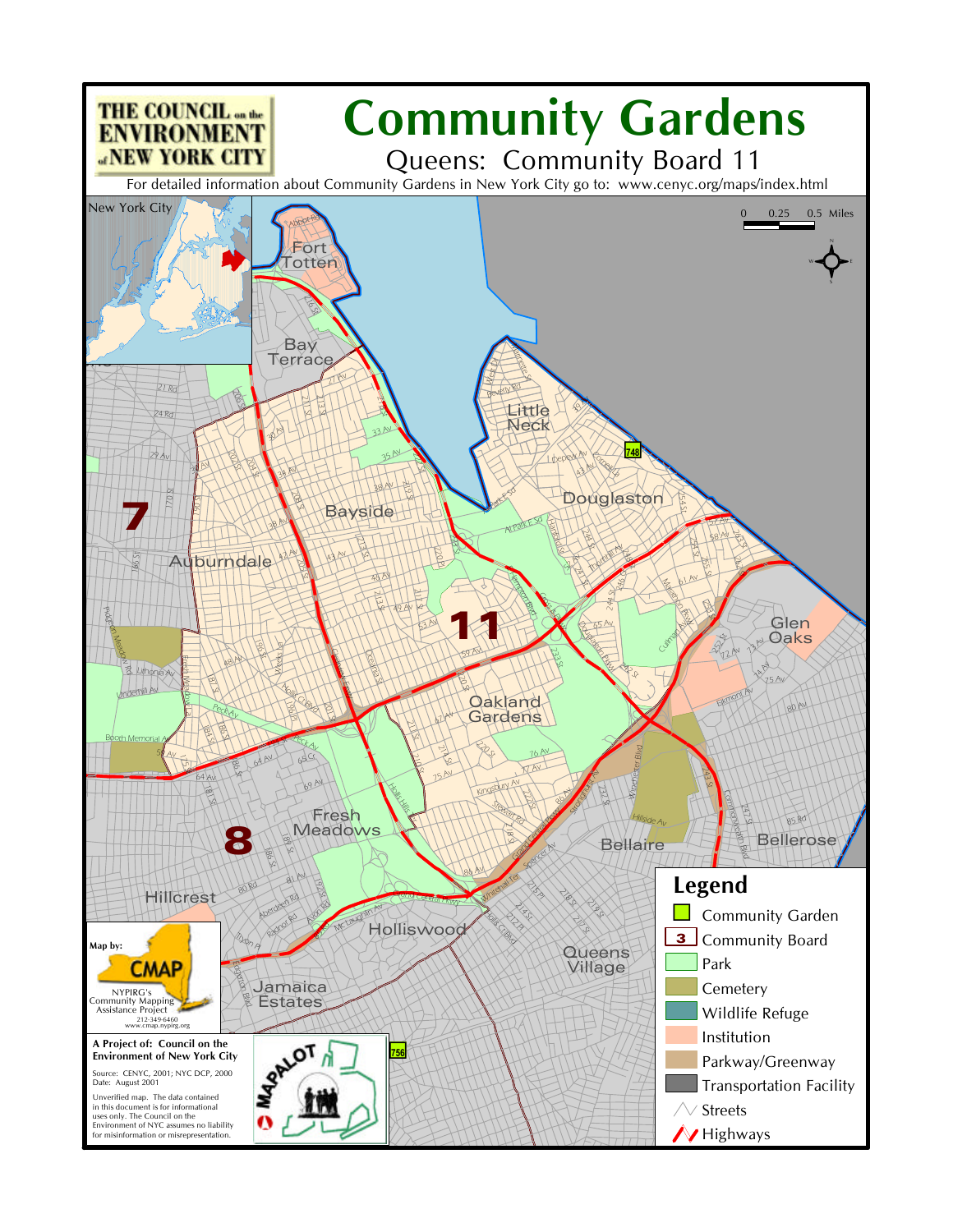THE COUNCIL on the ENVIRONMENT of NEW YORK CITY

# Community Gardens

## Queens: Community Board 11

For detailed information about Community Gardens in New York City go to: www.cenyc.org/maps/index.html

New York City

0 0.25 0.5 Miles

Fort Totten
Bay Terrace
Little Neck
Douglaston
Bayside
Auburndale
11
7
Glen Oaks
Oakland Gardens
Fresh Meadows
8
Bellaire
Bellerose
Hillcrest
Holliswood
Queens Village
Jamaica Estates

748
756

### Legend

- Community Garden
- 3 Community Board
- Park
- Cemetery
- Wildlife Refuge
- Institution
- Parkway/Greenway
- Transportation Facility
- Streets
- Highways

Map by:
CMAP
NYPIRG's Community Mapping Assistance Project
212-349-6460
www.cmap.nypirg.org

**A Project of: Council on the Environment of New York City**

Source: CENYC, 2001; NYC DCP, 2000
Date: August 2001

Unverified map. The data contained in this document is for informational uses only. The Council on the Environment of NYC assumes no liability for misinformation or misrepresentation.

MAPALOT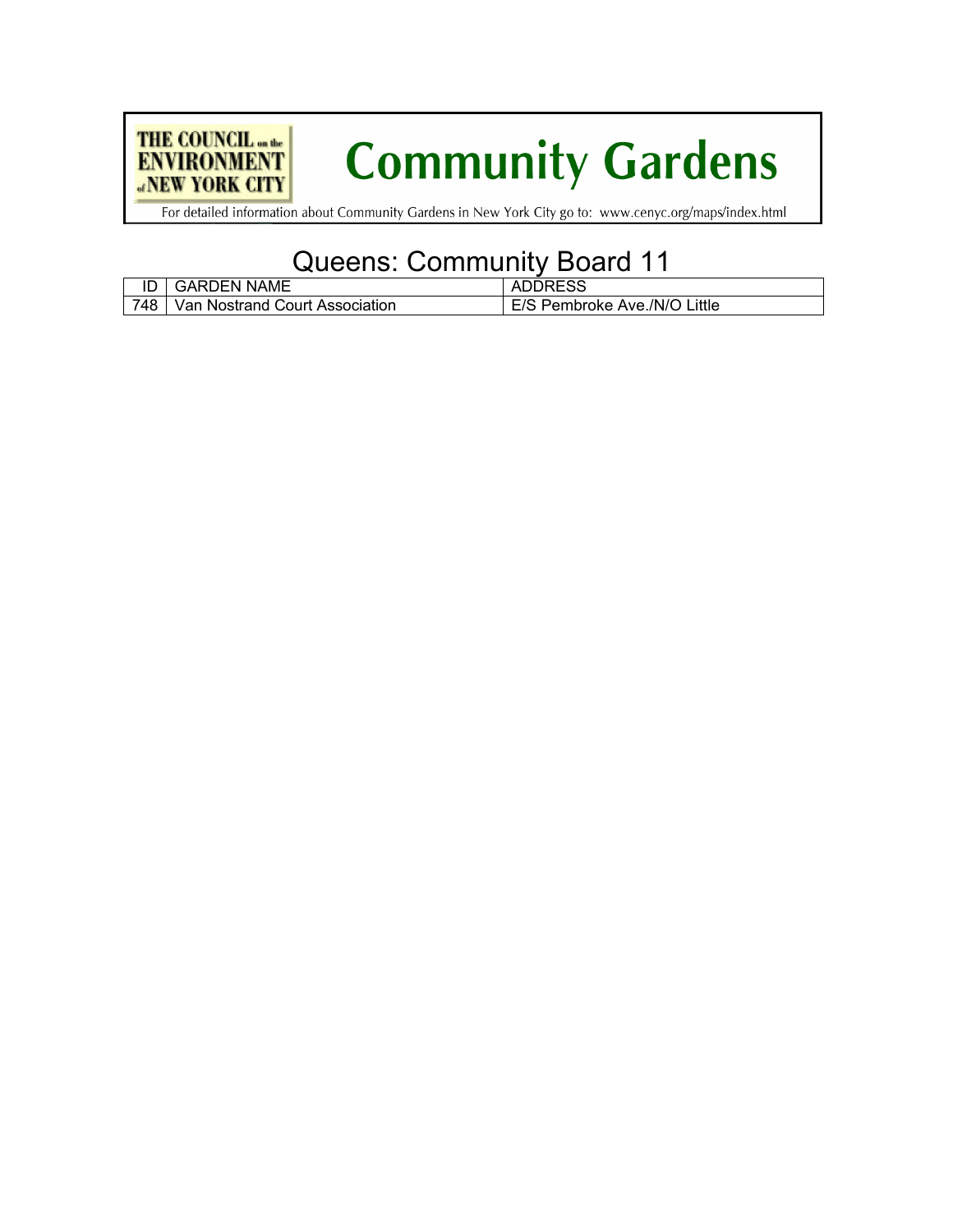THE COUNCIL on the ENVIRONMENT of NEW YORK CITY

# Community Gardens

For detailed information about Community Gardens in New York City go to: www.cenyc.org/maps/index.html

## Queens: Community Board 11

| ID | GARDEN NAME | ADDRESS |
|---|---|---|
| 748 | Van Nostrand Court Association | E/S Pembroke Ave./N/O Little |